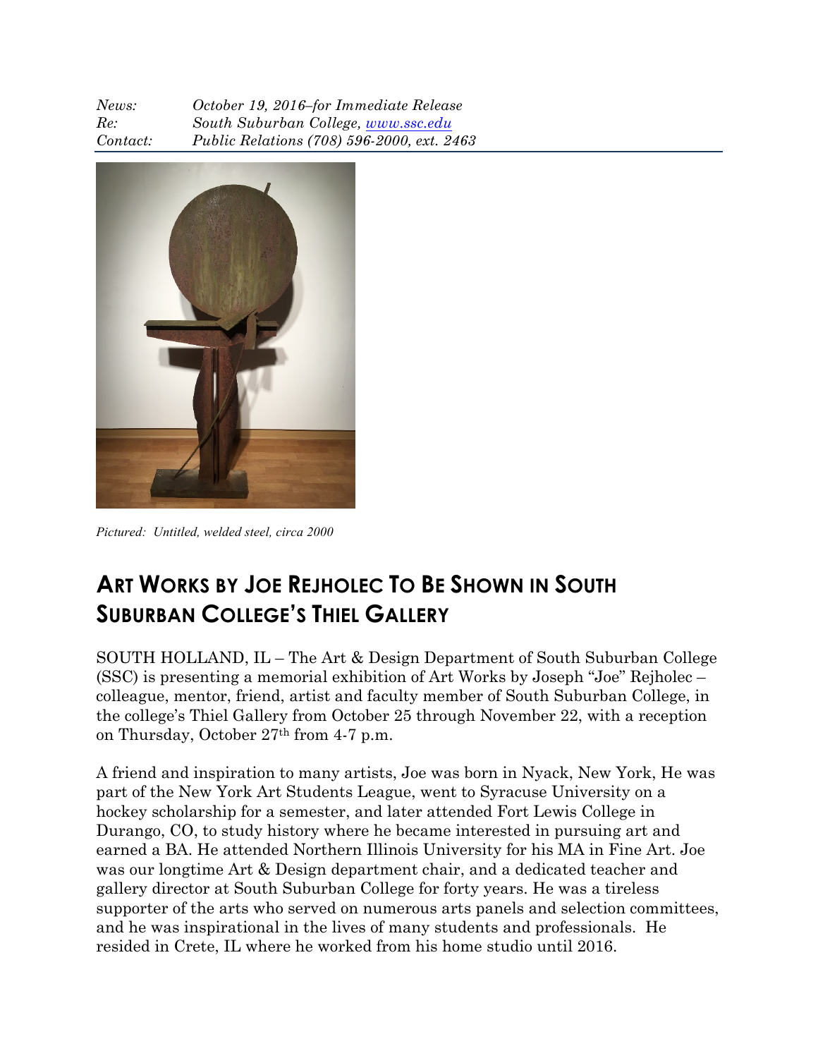*News:* *October 19, 2016–for Immediate Release*
*Re:* *South Suburban College, [www.ssc.edu](http://www.ssc.edu)*
*Contact:* *Public Relations (708) 596-2000, ext. 2463*

*Pictured: Untitled, welded steel, circa 2000*

# ART WORKS BY JOE REJHOLEC TO BE SHOWN IN SOUTH SUBURBAN COLLEGE'S THIEL GALLERY

SOUTH HOLLAND, IL – The Art & Design Department of South Suburban College (SSC) is presenting a memorial exhibition of Art Works by Joseph "Joe" Rejholec – colleague, mentor, friend, artist and faculty member of South Suburban College, in the college's Thiel Gallery from October 25 through November 22, with a reception on Thursday, October 27th from 4-7 p.m.

A friend and inspiration to many artists, Joe was born in Nyack, New York, He was part of the New York Art Students League, went to Syracuse University on a hockey scholarship for a semester, and later attended Fort Lewis College in Durango, CO, to study history where he became interested in pursuing art and earned a BA. He attended Northern Illinois University for his MA in Fine Art. Joe was our longtime Art & Design department chair, and a dedicated teacher and gallery director at South Suburban College for forty years. He was a tireless supporter of the arts who served on numerous arts panels and selection committees, and he was inspirational in the lives of many students and professionals. He resided in Crete, IL where he worked from his home studio until 2016.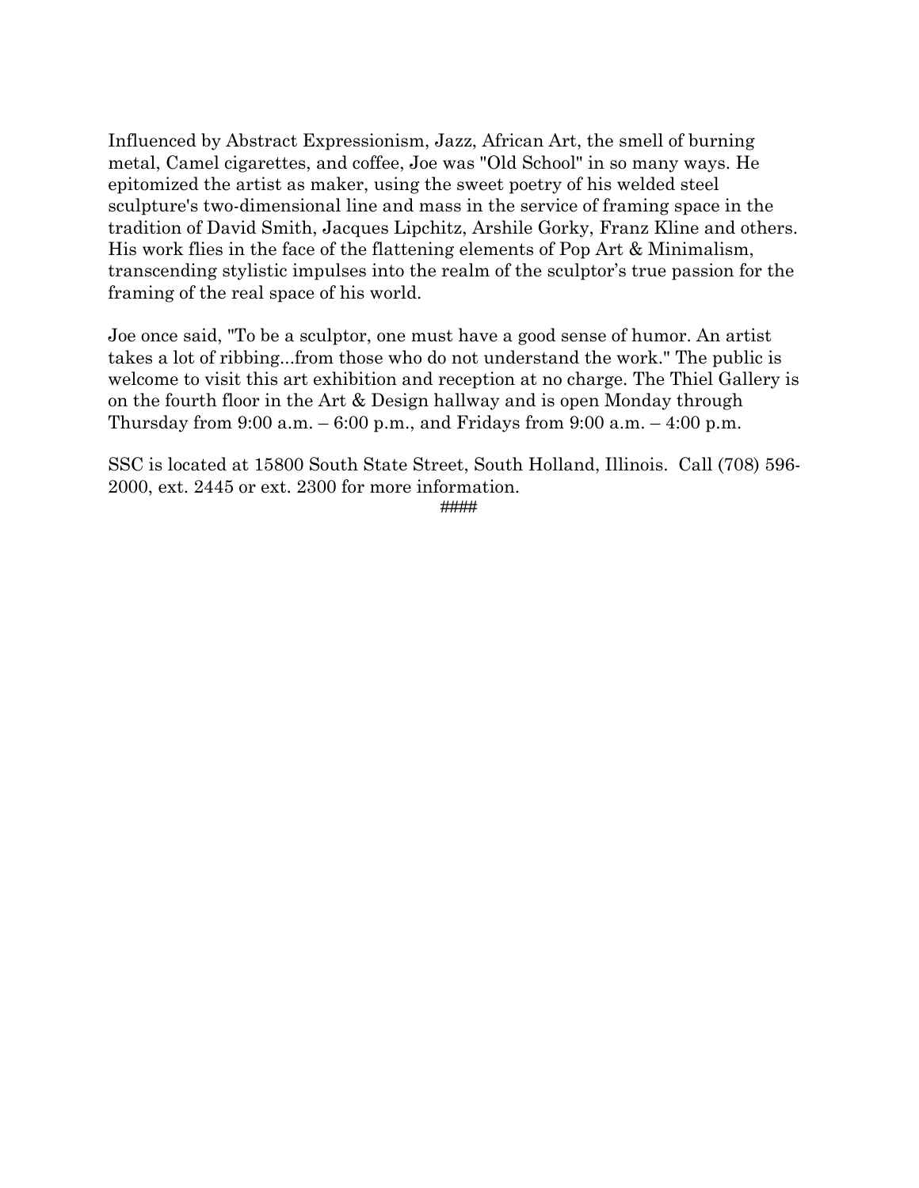Influenced by Abstract Expressionism, Jazz, African Art, the smell of burning metal, Camel cigarettes, and coffee, Joe was "Old School" in so many ways. He epitomized the artist as maker, using the sweet poetry of his welded steel sculpture's two-dimensional line and mass in the service of framing space in the tradition of David Smith, Jacques Lipchitz, Arshile Gorky, Franz Kline and others. His work flies in the face of the flattening elements of Pop Art & Minimalism, transcending stylistic impulses into the realm of the sculptor's true passion for the framing of the real space of his world.

Joe once said, "To be a sculptor, one must have a good sense of humor. An artist takes a lot of ribbing...from those who do not understand the work." The public is welcome to visit this art exhibition and reception at no charge. The Thiel Gallery is on the fourth floor in the Art & Design hallway and is open Monday through Thursday from 9:00 a.m. – 6:00 p.m., and Fridays from 9:00 a.m. – 4:00 p.m.

SSC is located at 15800 South State Street, South Holland, Illinois. Call (708) 596-2000, ext. 2445 or ext. 2300 for more information.

####